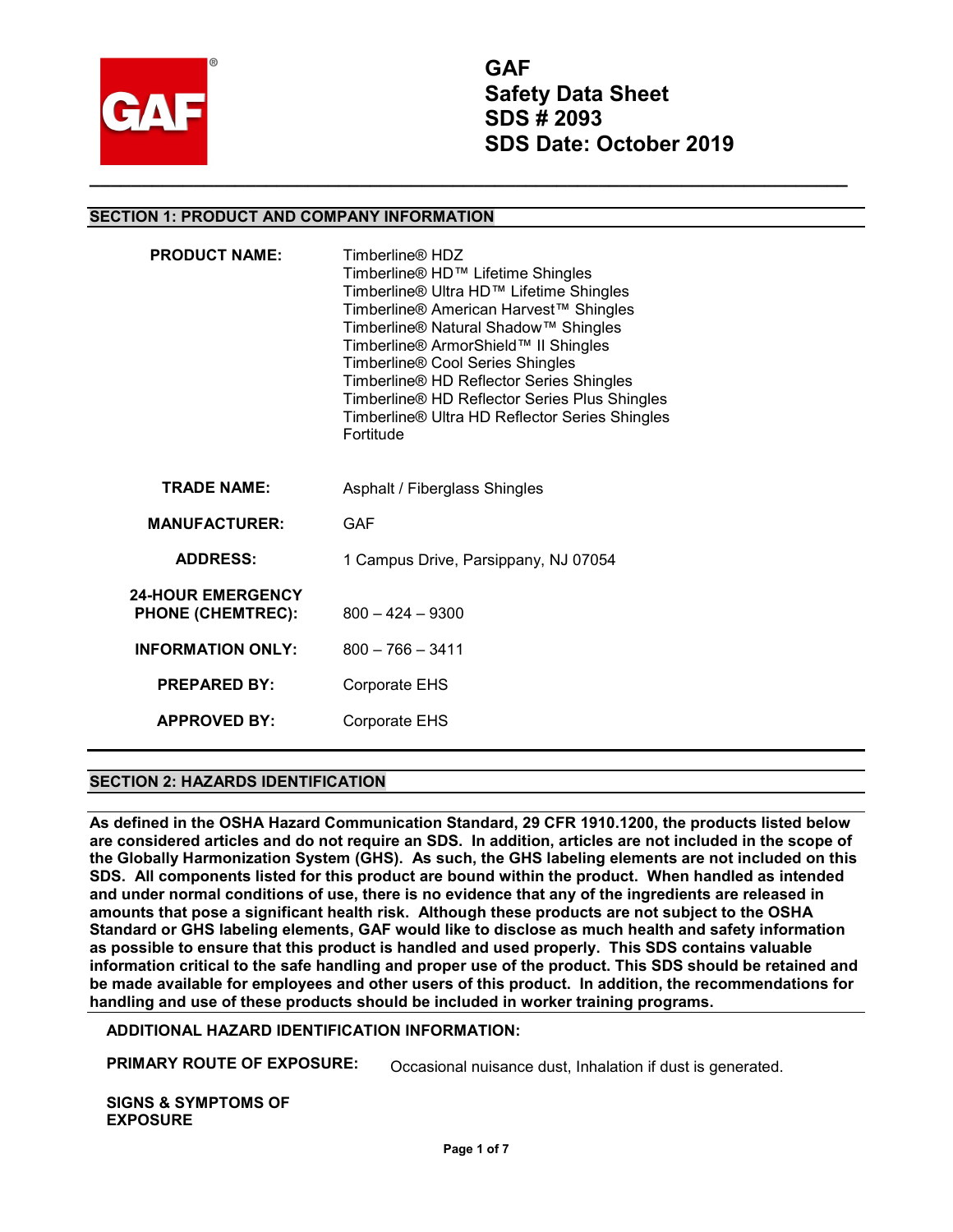# GAF
## Safety Data Sheet
## SDS # 2093
## SDS Date: October 2019

## SECTION 1: PRODUCT AND COMPANY INFORMATION

| | |
|---|---|
| **PRODUCT NAME:** | Timberline® HDZ<br>Timberline® HD™ Lifetime Shingles<br>Timberline® Ultra HD™ Lifetime Shingles<br>Timberline® American Harvest™ Shingles<br>Timberline® Natural Shadow™ Shingles<br>Timberline® ArmorShield™ II Shingles<br>Timberline® Cool Series Shingles<br>Timberline® HD Reflector Series Shingles<br>Timberline® HD Reflector Series Plus Shingles<br>Timberline® Ultra HD Reflector Series Shingles<br>Fortitude |
| **TRADE NAME:** | Asphalt / Fiberglass Shingles |
| **MANUFACTURER:** | GAF |
| **ADDRESS:** | 1 Campus Drive, Parsippany, NJ 07054 |
| **24-HOUR EMERGENCY PHONE (CHEMTREC):** | 800 – 424 – 9300 |
| **INFORMATION ONLY:** | 800 – 766 – 3411 |
| **PREPARED BY:** | Corporate EHS |
| **APPROVED BY:** | Corporate EHS |

## SECTION 2: HAZARDS IDENTIFICATION

**As defined in the OSHA Hazard Communication Standard, 29 CFR 1910.1200, the products listed below are considered articles and do not require an SDS. In addition, articles are not included in the scope of the Globally Harmonization System (GHS). As such, the GHS labeling elements are not included on this SDS. All components listed for this product are bound within the product. When handled as intended and under normal conditions of use, there is no evidence that any of the ingredients are released in amounts that pose a significant health risk. Although these products are not subject to the OSHA Standard or GHS labeling elements, GAF would like to disclose as much health and safety information as possible to ensure that this product is handled and used properly. This SDS contains valuable information critical to the safe handling and proper use of the product. This SDS should be retained and be made available for employees and other users of this product. In addition, the recommendations for handling and use of these products should be included in worker training programs.**

**ADDITIONAL HAZARD IDENTIFICATION INFORMATION:**

**PRIMARY ROUTE OF EXPOSURE:** Occasional nuisance dust, Inhalation if dust is generated.

**SIGNS & SYMPTOMS OF EXPOSURE**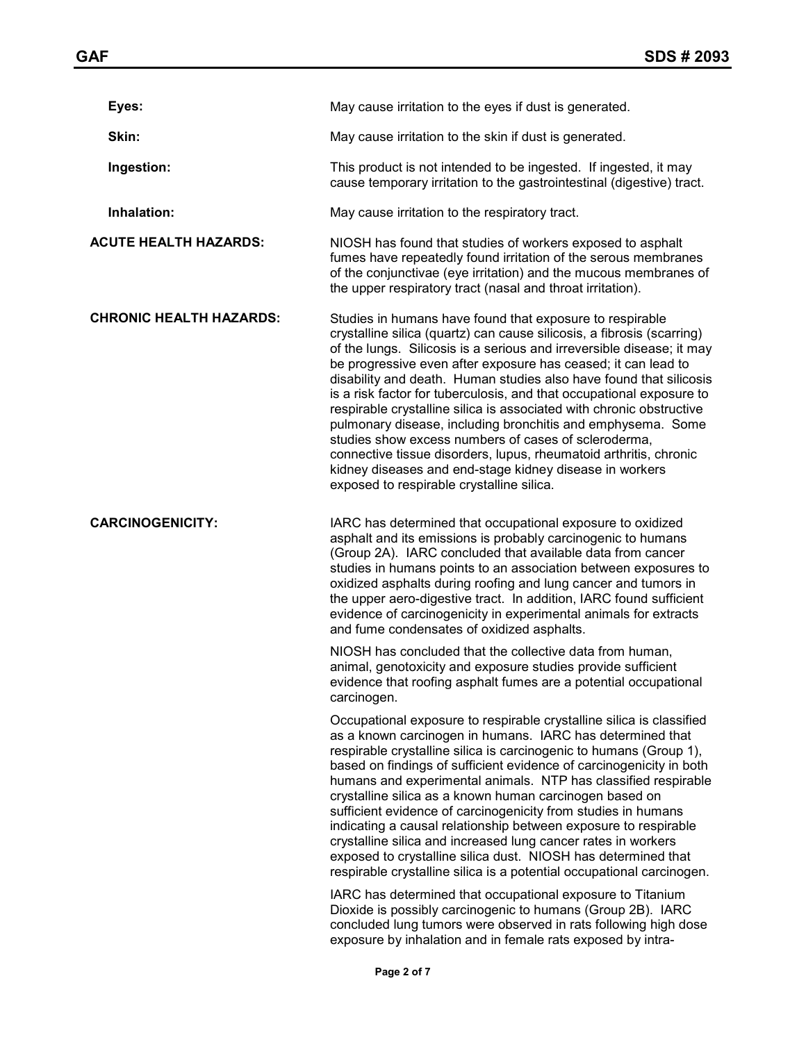**Eyes:** May cause irritation to the eyes if dust is generated.

**Skin:** May cause irritation to the skin if dust is generated.

**Ingestion:** This product is not intended to be ingested. If ingested, it may cause temporary irritation to the gastrointestinal (digestive) tract.

**Inhalation:** May cause irritation to the respiratory tract.

**ACUTE HEALTH HAZARDS:** NIOSH has found that studies of workers exposed to asphalt fumes have repeatedly found irritation of the serous membranes of the conjunctivae (eye irritation) and the mucous membranes of the upper respiratory tract (nasal and throat irritation).

**CHRONIC HEALTH HAZARDS:** Studies in humans have found that exposure to respirable crystalline silica (quartz) can cause silicosis, a fibrosis (scarring) of the lungs. Silicosis is a serious and irreversible disease; it may be progressive even after exposure has ceased; it can lead to disability and death. Human studies also have found that silicosis is a risk factor for tuberculosis, and that occupational exposure to respirable crystalline silica is associated with chronic obstructive pulmonary disease, including bronchitis and emphysema. Some studies show excess numbers of cases of scleroderma, connective tissue disorders, lupus, rheumatoid arthritis, chronic kidney diseases and end-stage kidney disease in workers exposed to respirable crystalline silica.

**CARCINOGENICITY:** IARC has determined that occupational exposure to oxidized asphalt and its emissions is probably carcinogenic to humans (Group 2A). IARC concluded that available data from cancer studies in humans points to an association between exposures to oxidized asphalts during roofing and lung cancer and tumors in the upper aero-digestive tract. In addition, IARC found sufficient evidence of carcinogenicity in experimental animals for extracts and fume condensates of oxidized asphalts.

NIOSH has concluded that the collective data from human, animal, genotoxicity and exposure studies provide sufficient evidence that roofing asphalt fumes are a potential occupational carcinogen.

Occupational exposure to respirable crystalline silica is classified as a known carcinogen in humans. IARC has determined that respirable crystalline silica is carcinogenic to humans (Group 1), based on findings of sufficient evidence of carcinogenicity in both humans and experimental animals. NTP has classified respirable crystalline silica as a known human carcinogen based on sufficient evidence of carcinogenicity from studies in humans indicating a causal relationship between exposure to respirable crystalline silica and increased lung cancer rates in workers exposed to crystalline silica dust. NIOSH has determined that respirable crystalline silica is a potential occupational carcinogen.

IARC has determined that occupational exposure to Titanium Dioxide is possibly carcinogenic to humans (Group 2B). IARC concluded lung tumors were observed in rats following high dose exposure by inhalation and in female rats exposed by intra-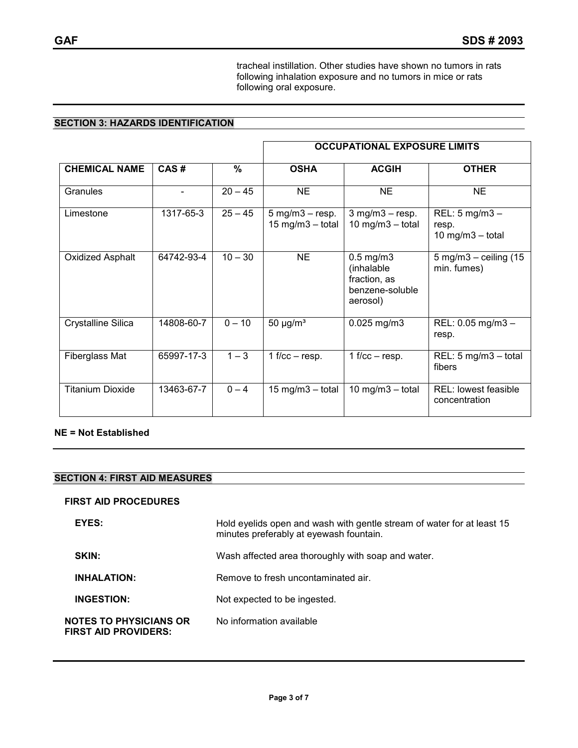tracheal instillation. Other studies have shown no tumors in rats following inhalation exposure and no tumors in mice or rats following oral exposure.

## SECTION 3: HAZARDS IDENTIFICATION

| | | | OCCUPATIONAL EXPOSURE LIMITS | | |
|---|---|---|---|---|---|
| **CHEMICAL NAME** | **CAS #** | **%** | **OSHA** | **ACGIH** | **OTHER** |
| Granules | - | 20 – 45 | NE | NE | NE |
| Limestone | 1317-65-3 | 25 – 45 | 5 mg/m3 – resp.<br>15 mg/m3 – total | 3 mg/m3 – resp.<br>10 mg/m3 – total | REL: 5 mg/m3 – resp.<br>10 mg/m3 – total |
| Oxidized Asphalt | 64742-93-4 | 10 – 30 | NE | 0.5 mg/m3 (inhalable fraction, as benzene-soluble aerosol) | 5 mg/m3 – ceiling (15 min. fumes) |
| Crystalline Silica | 14808-60-7 | 0 – 10 | 50 µg/m³ | 0.025 mg/m3 | REL: 0.05 mg/m3 – resp. |
| Fiberglass Mat | 65997-17-3 | 1 – 3 | 1 f/cc – resp. | 1 f/cc – resp. | REL: 5 mg/m3 – total fibers |
| Titanium Dioxide | 13463-67-7 | 0 – 4 | 15 mg/m3 – total | 10 mg/m3 – total | REL: lowest feasible concentration |

**NE = Not Established**

## SECTION 4: FIRST AID MEASURES

**FIRST AID PROCEDURES**

**EYES:** Hold eyelids open and wash with gentle stream of water for at least 15 minutes preferably at eyewash fountain.

**SKIN:** Wash affected area thoroughly with soap and water.

**INHALATION:** Remove to fresh uncontaminated air.

**INGESTION:** Not expected to be ingested.

**NOTES TO PHYSICIANS OR FIRST AID PROVIDERS:** No information available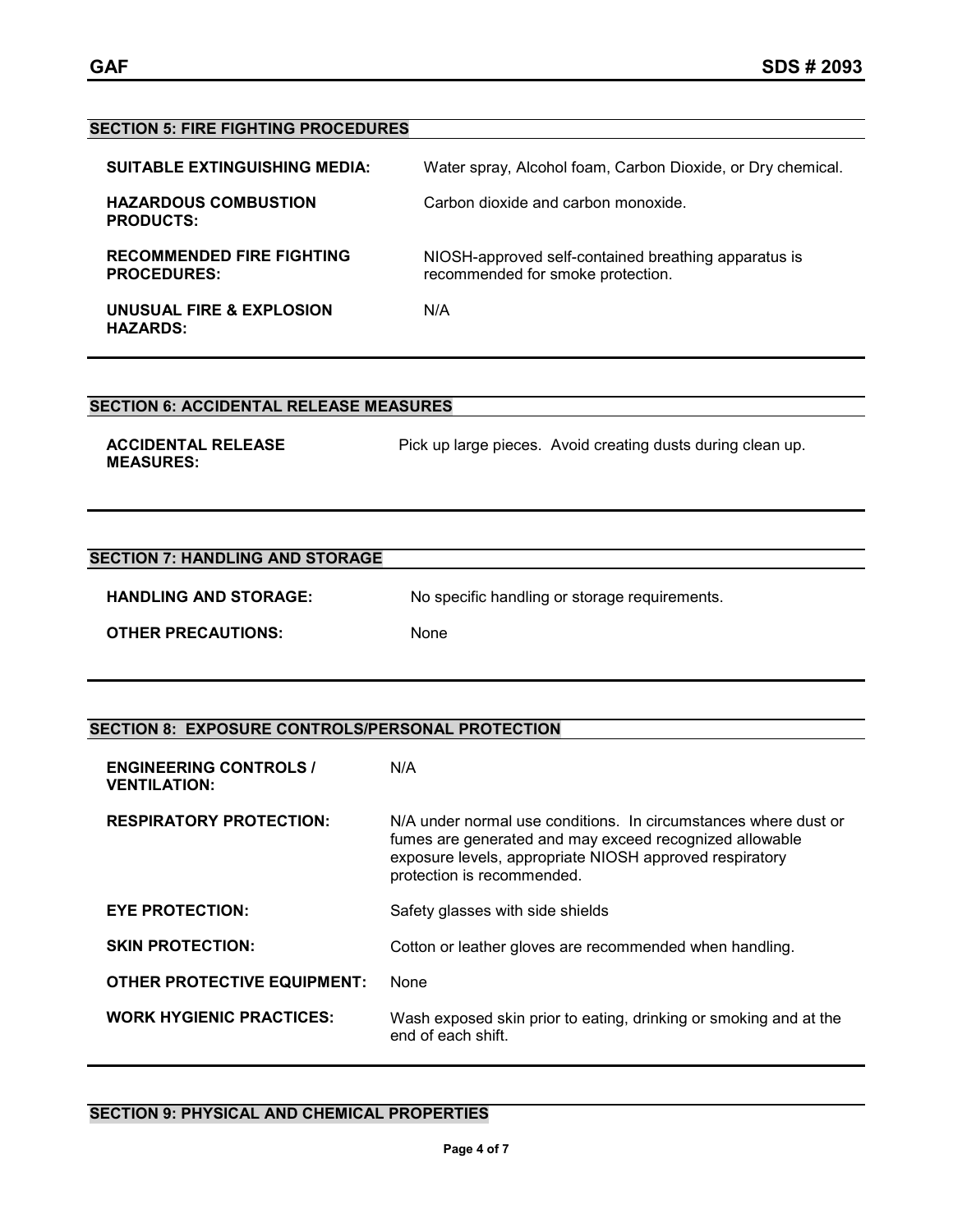## SECTION 5: FIRE FIGHTING PROCEDURES

| | |
|---|---|
| **SUITABLE EXTINGUISHING MEDIA:** | Water spray, Alcohol foam, Carbon Dioxide, or Dry chemical. |
| **HAZARDOUS COMBUSTION PRODUCTS:** | Carbon dioxide and carbon monoxide. |
| **RECOMMENDED FIRE FIGHTING PROCEDURES:** | NIOSH-approved self-contained breathing apparatus is recommended for smoke protection. |
| **UNUSUAL FIRE & EXPLOSION HAZARDS:** | N/A |

## SECTION 6: ACCIDENTAL RELEASE MEASURES

| | |
|---|---|
| **ACCIDENTAL RELEASE MEASURES:** | Pick up large pieces. Avoid creating dusts during clean up. |

## SECTION 7: HANDLING AND STORAGE

| | |
|---|---|
| **HANDLING AND STORAGE:** | No specific handling or storage requirements. |
| **OTHER PRECAUTIONS:** | None |

## SECTION 8: EXPOSURE CONTROLS/PERSONAL PROTECTION

| | |
|---|---|
| **ENGINEERING CONTROLS / VENTILATION:** | N/A |
| **RESPIRATORY PROTECTION:** | N/A under normal use conditions. In circumstances where dust or fumes are generated and may exceed recognized allowable exposure levels, appropriate NIOSH approved respiratory protection is recommended. |
| **EYE PROTECTION:** | Safety glasses with side shields |
| **SKIN PROTECTION:** | Cotton or leather gloves are recommended when handling. |
| **OTHER PROTECTIVE EQUIPMENT:** | None |
| **WORK HYGIENIC PRACTICES:** | Wash exposed skin prior to eating, drinking or smoking and at the end of each shift. |

## SECTION 9: PHYSICAL AND CHEMICAL PROPERTIES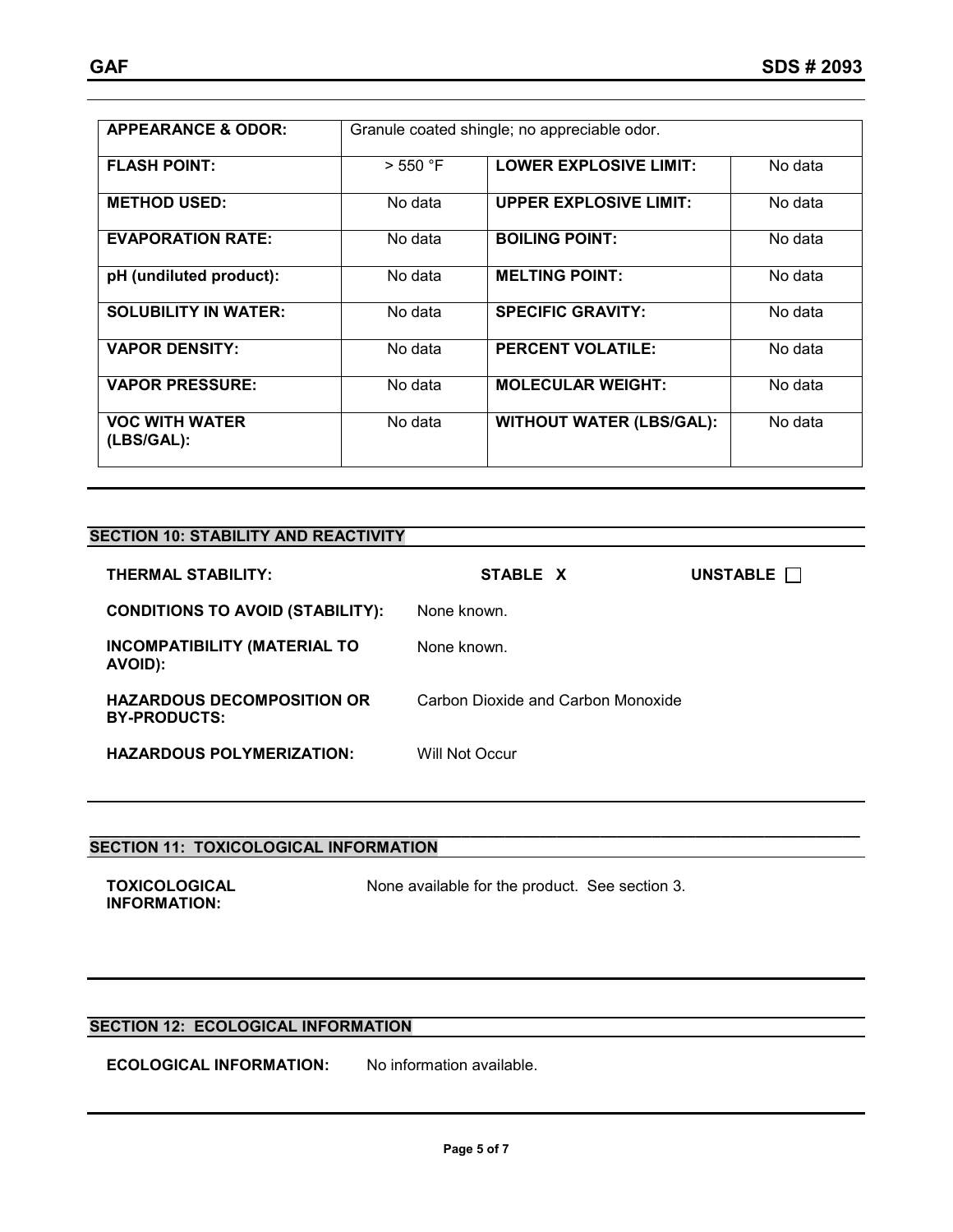| APPEARANCE & ODOR: | Granule coated shingle; no appreciable odor. | | |
|---|---|---|---|
| FLASH POINT: | > 550 °F | LOWER EXPLOSIVE LIMIT: | No data |
| METHOD USED: | No data | UPPER EXPLOSIVE LIMIT: | No data |
| EVAPORATION RATE: | No data | BOILING POINT: | No data |
| pH (undiluted product): | No data | MELTING POINT: | No data |
| SOLUBILITY IN WATER: | No data | SPECIFIC GRAVITY: | No data |
| VAPOR DENSITY: | No data | PERCENT VOLATILE: | No data |
| VAPOR PRESSURE: | No data | MOLECULAR WEIGHT: | No data |
| VOC WITH WATER (LBS/GAL): | No data | WITHOUT WATER (LBS/GAL): | No data |

## SECTION 10: STABILITY AND REACTIVITY

**THERMAL STABILITY:** **STABLE X** **UNSTABLE ☐**

**CONDITIONS TO AVOID (STABILITY):** None known.

**INCOMPATIBILITY (MATERIAL TO AVOID):** None known.

**HAZARDOUS DECOMPOSITION OR BY-PRODUCTS:** Carbon Dioxide and Carbon Monoxide

**HAZARDOUS POLYMERIZATION:** Will Not Occur

## SECTION 11: TOXICOLOGICAL INFORMATION

**TOXICOLOGICAL INFORMATION:** None available for the product. See section 3.

## SECTION 12: ECOLOGICAL INFORMATION

**ECOLOGICAL INFORMATION:** No information available.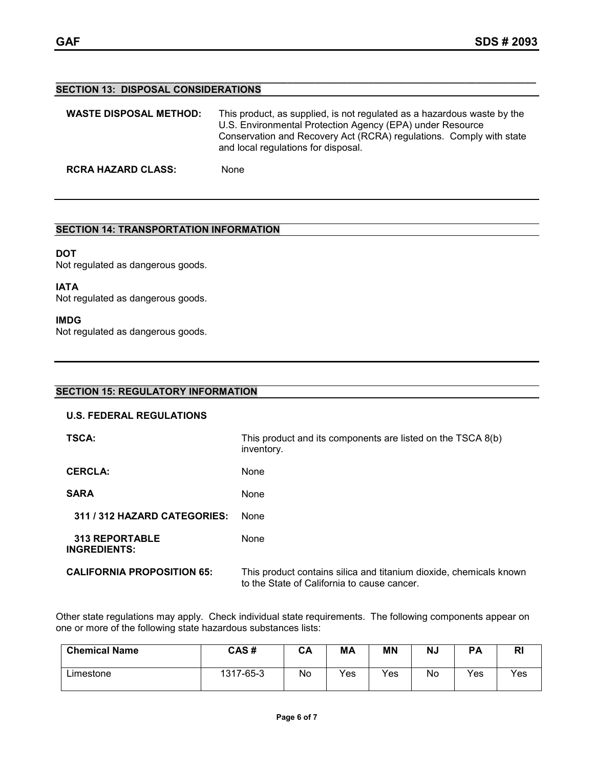## SECTION 13: DISPOSAL CONSIDERATIONS

**WASTE DISPOSAL METHOD:** This product, as supplied, is not regulated as a hazardous waste by the U.S. Environmental Protection Agency (EPA) under Resource Conservation and Recovery Act (RCRA) regulations. Comply with state and local regulations for disposal.

**RCRA HAZARD CLASS:** None

## SECTION 14: TRANSPORTATION INFORMATION

**DOT**
Not regulated as dangerous goods.

**IATA**
Not regulated as dangerous goods.

**IMDG**
Not regulated as dangerous goods.

## SECTION 15: REGULATORY INFORMATION

**U.S. FEDERAL REGULATIONS**

**TSCA:** This product and its components are listed on the TSCA 8(b) inventory.

**CERCLA:** None

**SARA** None

**311 / 312 HAZARD CATEGORIES:** None

**313 REPORTABLE INGREDIENTS:** None

**CALIFORNIA PROPOSITION 65:** This product contains silica and titanium dioxide, chemicals known to the State of California to cause cancer.

Other state regulations may apply. Check individual state requirements. The following components appear on one or more of the following state hazardous substances lists:

| Chemical Name | CAS # | CA | MA | MN | NJ | PA | RI |
|---|---|---|---|---|---|---|---|
| Limestone | 1317-65-3 | No | Yes | Yes | No | Yes | Yes |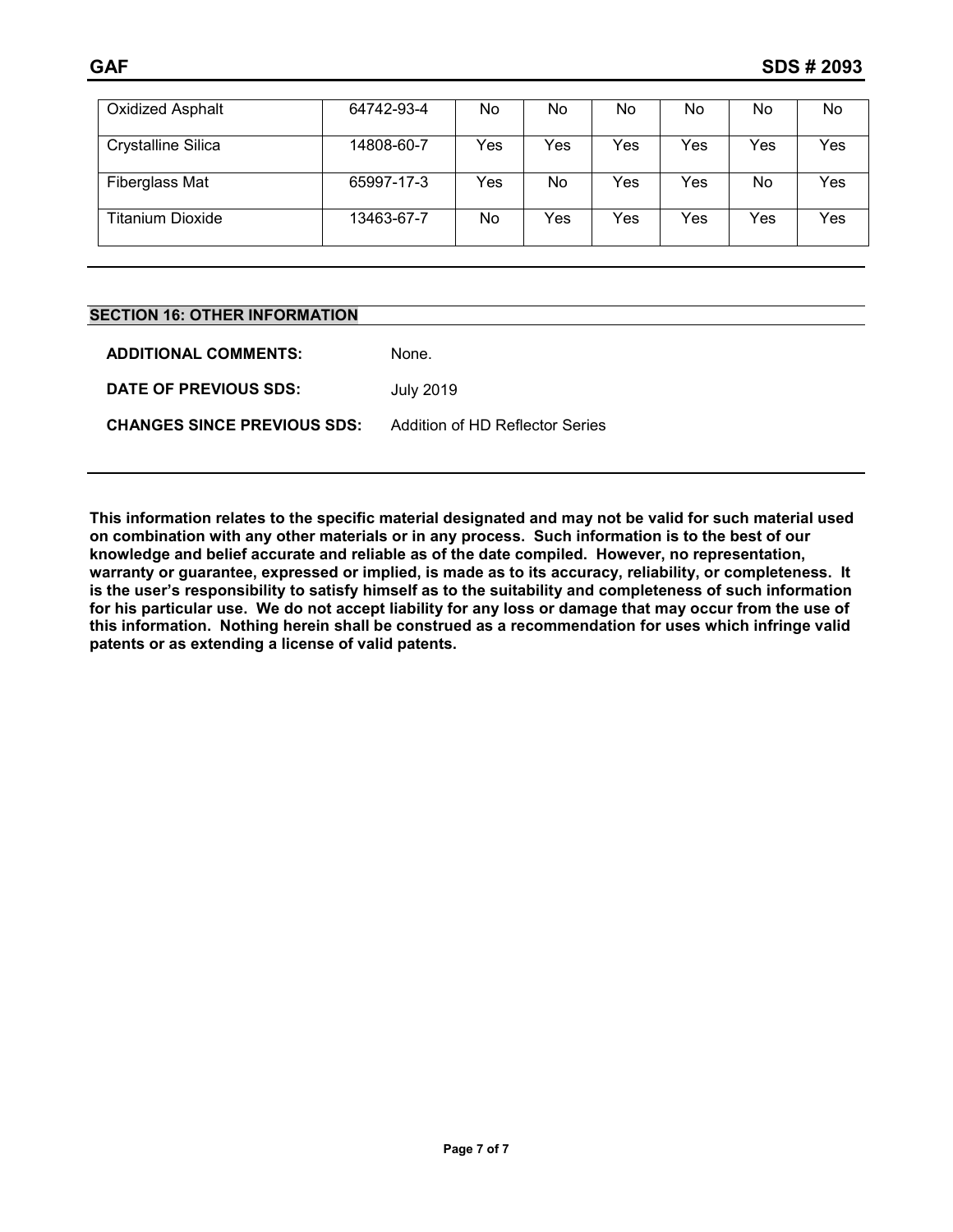| | | | | | | | |
|---|---|---|---|---|---|---|---|
| Oxidized Asphalt | 64742-93-4 | No | No | No | No | No | No |
| Crystalline Silica | 14808-60-7 | Yes | Yes | Yes | Yes | Yes | Yes |
| Fiberglass Mat | 65997-17-3 | Yes | No | Yes | Yes | No | Yes |
| Titanium Dioxide | 13463-67-7 | No | Yes | Yes | Yes | Yes | Yes |

## SECTION 16: OTHER INFORMATION

**ADDITIONAL COMMENTS:** None.

**DATE OF PREVIOUS SDS:** July 2019

**CHANGES SINCE PREVIOUS SDS:** Addition of HD Reflector Series

**This information relates to the specific material designated and may not be valid for such material used on combination with any other materials or in any process. Such information is to the best of our knowledge and belief accurate and reliable as of the date compiled. However, no representation, warranty or guarantee, expressed or implied, is made as to its accuracy, reliability, or completeness. It is the user's responsibility to satisfy himself as to the suitability and completeness of such information for his particular use. We do not accept liability for any loss or damage that may occur from the use of this information. Nothing herein shall be construed as a recommendation for uses which infringe valid patents or as extending a license of valid patents.**